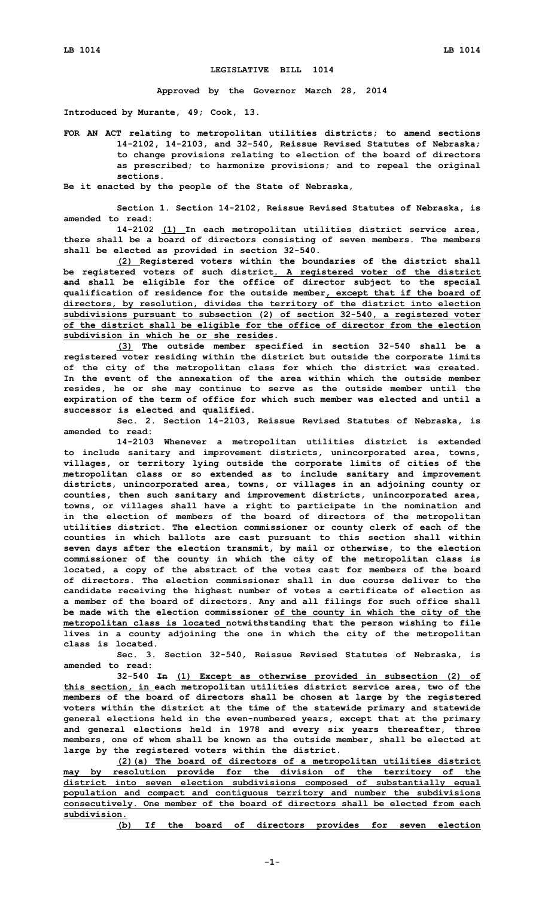# LEGISLATIVE BILL 1014

**Approved by the Governor March 28, 2014**

**Introduced by Murante, 49; Cook, 13.**

**FOR AN ACT relating to metropolitan utilities districts; to amend sections 14-2102, 14-2103, and 32-540, Reissue Revised Statutes of Nebraska; to change provisions relating to election of the board of directors as prescribed; to harmonize provisions; and to repeal the original sections.**

**Be it enacted by the people of the State of Nebraska,**

**Section 1. Section 14-2102, Reissue Revised Statutes of Nebraska, is amended to read:**

**14-2102 (1) In each metropolitan utilities district service area, there shall be a board of directors consisting of seven members. The members shall be elected as provided in section 32-540.**

**(2) Registered voters within the boundaries of the district shall be registered voters of such district. A registered voter of the district ~~and~~ shall be eligible for the office of director subject to the special qualification of residence for the outside member, except that if the board of directors, by resolution, divides the territory of the district into election subdivisions pursuant to subsection (2) of section 32-540, a registered voter of the district shall be eligible for the office of director from the election subdivision in which he or she resides.**

**(3) The outside member specified in section 32-540 shall be a registered voter residing within the district but outside the corporate limits of the city of the metropolitan class for which the district was created. In the event of the annexation of the area within which the outside member resides, he or she may continue to serve as the outside member until the expiration of the term of office for which such member was elected and until a successor is elected and qualified.**

**Sec. 2. Section 14-2103, Reissue Revised Statutes of Nebraska, is amended to read:**

**14-2103 Whenever a metropolitan utilities district is extended to include sanitary and improvement districts, unincorporated area, towns, villages, or territory lying outside the corporate limits of cities of the metropolitan class or so extended as to include sanitary and improvement districts, unincorporated area, towns, or villages in an adjoining county or counties, then such sanitary and improvement districts, unincorporated area, towns, or villages shall have a right to participate in the nomination and in the election of members of the board of directors of the metropolitan utilities district. The election commissioner or county clerk of each of the counties in which ballots are cast pursuant to this section shall within seven days after the election transmit, by mail or otherwise, to the election commissioner of the county in which the city of the metropolitan class is located, a copy of the abstract of the votes cast for members of the board of directors. The election commissioner shall in due course deliver to the candidate receiving the highest number of votes a certificate of election as a member of the board of directors. Any and all filings for such office shall be made with the election commissioner of the county in which the city of the metropolitan class is located notwithstanding that the person wishing to file lives in a county adjoining the one in which the city of the metropolitan class is located.**

**Sec. 3. Section 32-540, Reissue Revised Statutes of Nebraska, is amended to read:**

**32-540 ~~In~~ (1) Except as otherwise provided in subsection (2) of this section, in each metropolitan utilities district service area, two of the members of the board of directors shall be chosen at large by the registered voters within the district at the time of the statewide primary and statewide general elections held in the even-numbered years, except that at the primary and general elections held in 1978 and every six years thereafter, three members, one of whom shall be known as the outside member, shall be elected at large by the registered voters within the district.**

**(2)(a) The board of directors of a metropolitan utilities district may by resolution provide for the division of the territory of the district into seven election subdivisions composed of substantially equal population and compact and contiguous territory and number the subdivisions consecutively. One member of the board of directors shall be elected from each subdivision.**

**(b) If the board of directors provides for seven election**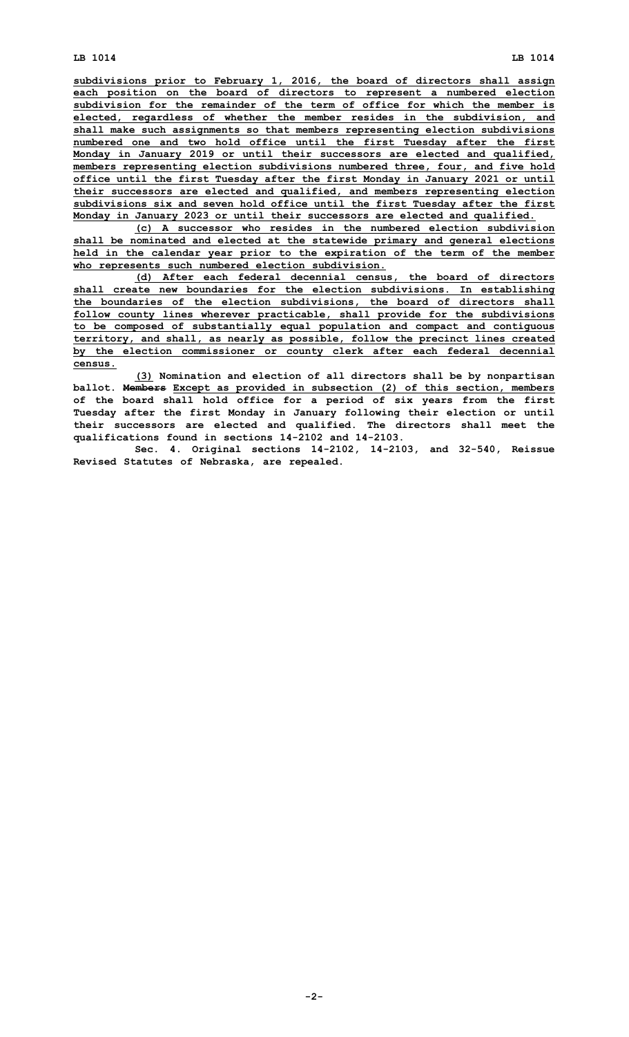subdivisions prior to February 1, 2016, the board of directors shall assign each position on the board of directors to represent a numbered election subdivision for the remainder of the term of office for which the member is elected, regardless of whether the member resides in the subdivision, and shall make such assignments so that members representing election subdivisions numbered one and two hold office until the first Tuesday after the first Monday in January 2019 or until their successors are elected and qualified, members representing election subdivisions numbered three, four, and five hold office until the first Tuesday after the first Monday in January 2021 or until their successors are elected and qualified, and members representing election subdivisions six and seven hold office until the first Tuesday after the first Monday in January 2023 or until their successors are elected and qualified.

(c) A successor who resides in the numbered election subdivision shall be nominated and elected at the statewide primary and general elections held in the calendar year prior to the expiration of the term of the member who represents such numbered election subdivision.

(d) After each federal decennial census, the board of directors shall create new boundaries for the election subdivisions. In establishing the boundaries of the election subdivisions, the board of directors shall follow county lines wherever practicable, shall provide for the subdivisions to be composed of substantially equal population and compact and contiguous territory, and shall, as nearly as possible, follow the precinct lines created by the election commissioner or county clerk after each federal decennial census.

(3) Nomination and election of all directors shall be by nonpartisan ballot. ~~Members~~ Except as provided in subsection (2) of this section, members of the board shall hold office for a period of six years from the first Tuesday after the first Monday in January following their election or until their successors are elected and qualified. The directors shall meet the qualifications found in sections 14-2102 and 14-2103.

Sec. 4. Original sections 14-2102, 14-2103, and 32-540, Reissue Revised Statutes of Nebraska, are repealed.